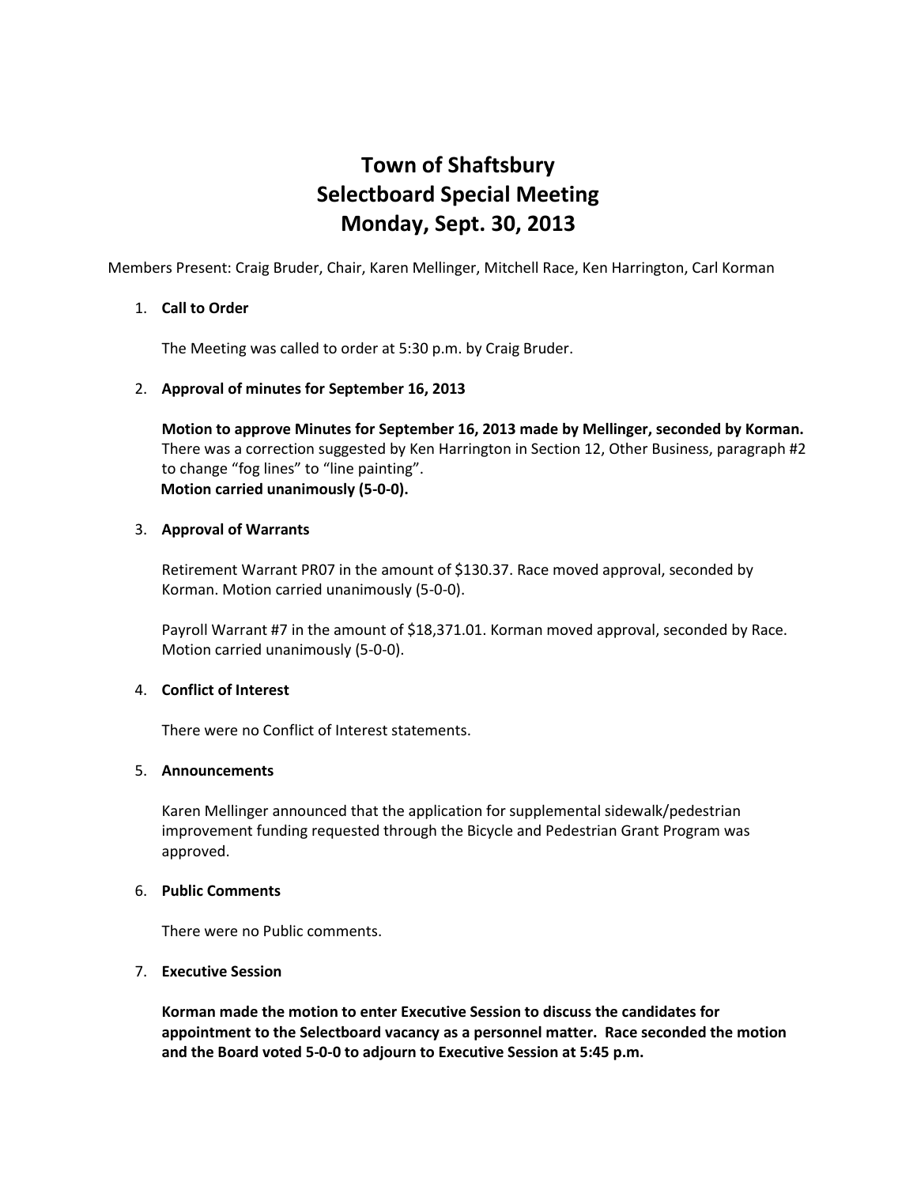# Town of Shaftsbury
# Selectboard Special Meeting
# Monday, Sept. 30, 2013

Members Present: Craig Bruder, Chair, Karen Mellinger, Mitchell Race, Ken Harrington, Carl Korman

1. **Call to Order**

   The Meeting was called to order at 5:30 p.m. by Craig Bruder.

2. **Approval of minutes for September 16, 2013**

   **Motion to approve Minutes for September 16, 2013 made by Mellinger, seconded by Korman.** There was a correction suggested by Ken Harrington in Section 12, Other Business, paragraph #2 to change "fog lines" to "line painting".
   **Motion carried unanimously (5-0-0).**

3. **Approval of Warrants**

   Retirement Warrant PR07 in the amount of $130.37. Race moved approval, seconded by Korman. Motion carried unanimously (5-0-0).

   Payroll Warrant #7 in the amount of $18,371.01. Korman moved approval, seconded by Race. Motion carried unanimously (5-0-0).

4. **Conflict of Interest**

   There were no Conflict of Interest statements.

5. **Announcements**

   Karen Mellinger announced that the application for supplemental sidewalk/pedestrian improvement funding requested through the Bicycle and Pedestrian Grant Program was approved.

6. **Public Comments**

   There were no Public comments.

7. **Executive Session**

   **Korman made the motion to enter Executive Session to discuss the candidates for appointment to the Selectboard vacancy as a personnel matter. Race seconded the motion and the Board voted 5-0-0 to adjourn to Executive Session at 5:45 p.m.**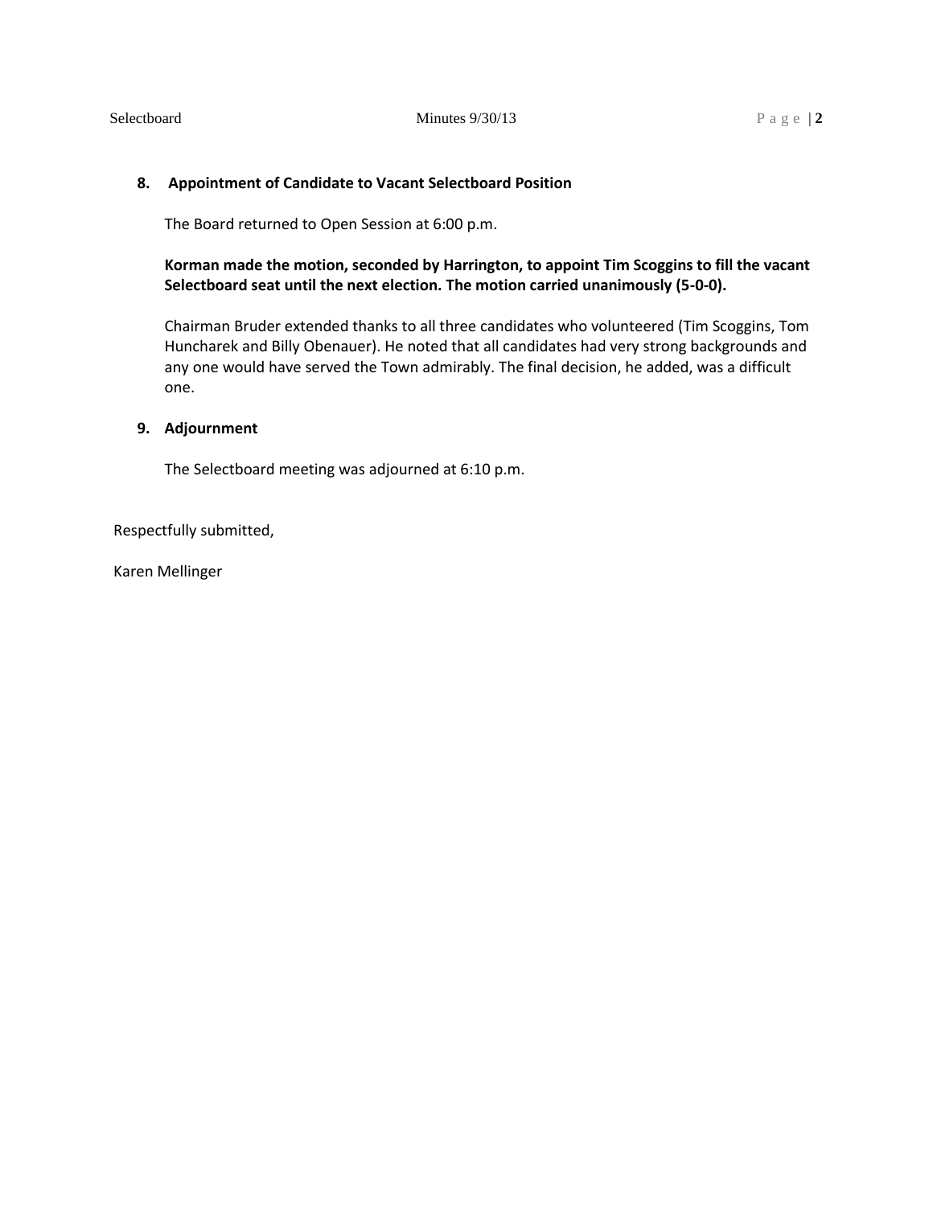**8. Appointment of Candidate to Vacant Selectboard Position**

The Board returned to Open Session at 6:00 p.m.

**Korman made the motion, seconded by Harrington, to appoint Tim Scoggins to fill the vacant Selectboard seat until the next election. The motion carried unanimously (5-0-0).**

Chairman Bruder extended thanks to all three candidates who volunteered (Tim Scoggins, Tom Huncharek and Billy Obenauer). He noted that all candidates had very strong backgrounds and any one would have served the Town admirably. The final decision, he added, was a difficult one.

**9. Adjournment**

The Selectboard meeting was adjourned at 6:10 p.m.

Respectfully submitted,

Karen Mellinger